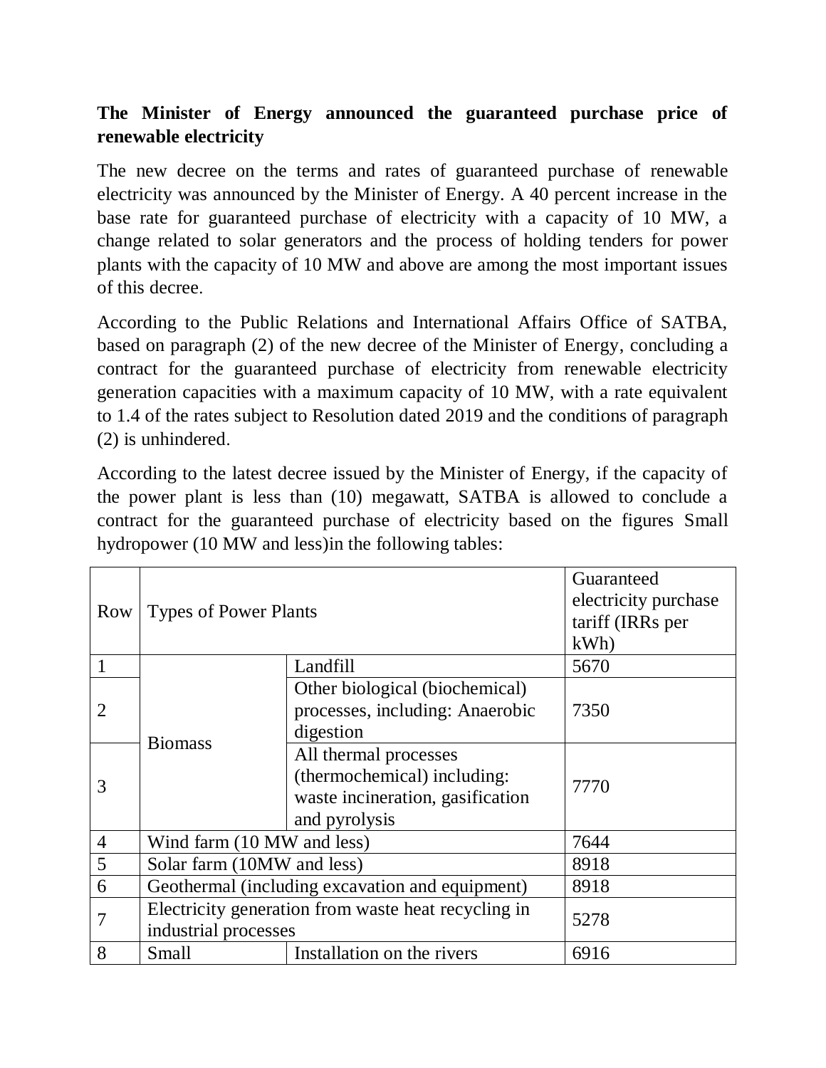**The Minister of Energy announced the guaranteed purchase price of renewable electricity**

The new decree on the terms and rates of guaranteed purchase of renewable electricity was announced by the Minister of Energy. A 40 percent increase in the base rate for guaranteed purchase of electricity with a capacity of 10 MW, a change related to solar generators and the process of holding tenders for power plants with the capacity of 10 MW and above are among the most important issues of this decree.

According to the Public Relations and International Affairs Office of SATBA, based on paragraph (2) of the new decree of the Minister of Energy, concluding a contract for the guaranteed purchase of electricity from renewable electricity generation capacities with a maximum capacity of 10 MW, with a rate equivalent to 1.4 of the rates subject to Resolution dated 2019 and the conditions of paragraph (2) is unhindered.

According to the latest decree issued by the Minister of Energy, if the capacity of the power plant is less than (10) megawatt, SATBA is allowed to conclude a contract for the guaranteed purchase of electricity based on the figures Small hydropower (10 MW and less)in the following tables:

| Row | Types of Power Plants | | Guaranteed electricity purchase tariff (IRRs per kWh) |
|---|---|---|---|
| 1 | Biomass | Landfill | 5670 |
| 2 | | Other biological (biochemical) processes, including: Anaerobic digestion | 7350 |
| 3 | | All thermal processes (thermochemical) including: waste incineration, gasification and pyrolysis | 7770 |
| 4 | Wind farm (10 MW and less) | | 7644 |
| 5 | Solar farm (10MW and less) | | 8918 |
| 6 | Geothermal (including excavation and equipment) | | 8918 |
| 7 | Electricity generation from waste heat recycling in industrial processes | | 5278 |
| 8 | Small | Installation on the rivers | 6916 |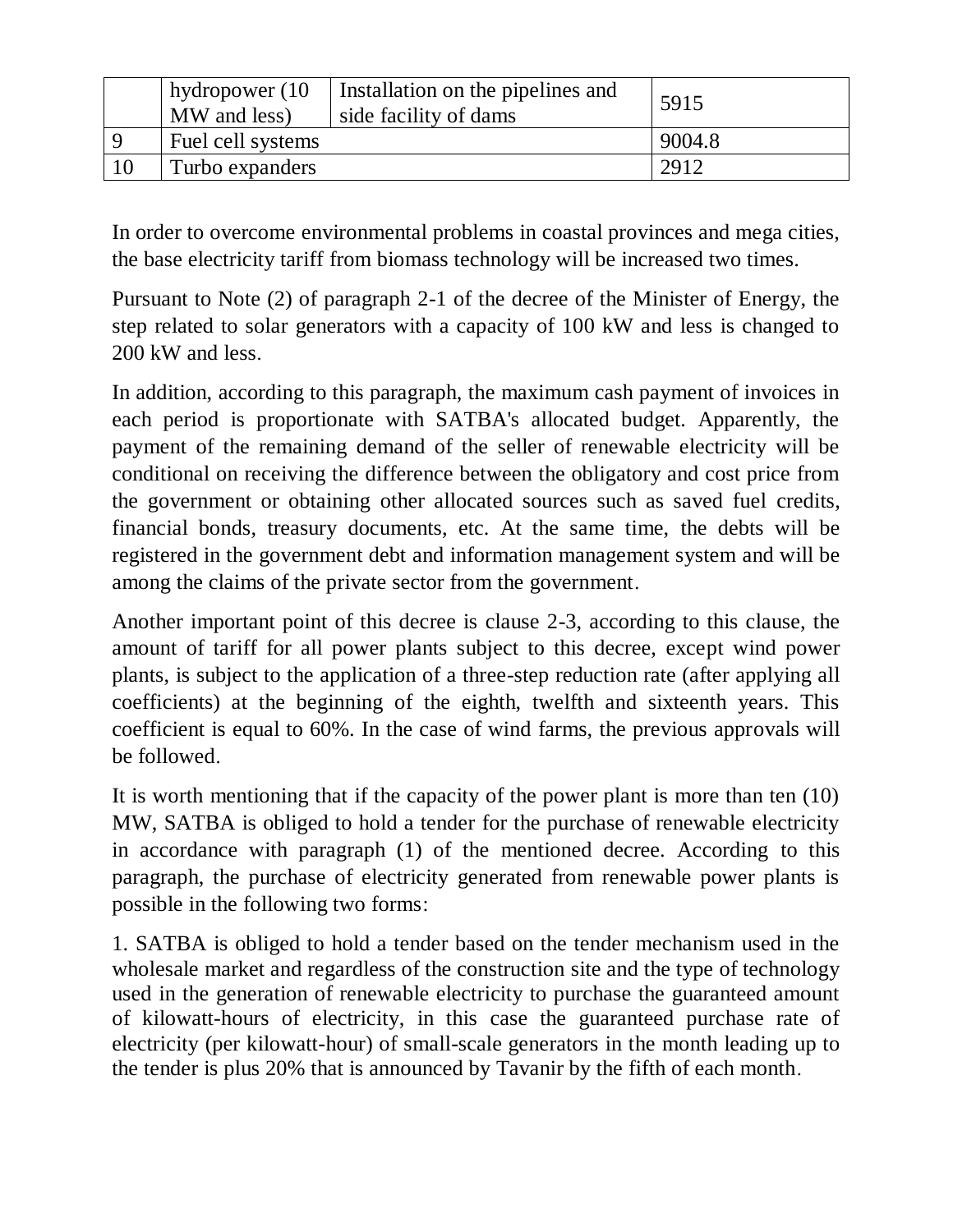| | | | |
|---|---|---|---|
| | hydropower (10 MW and less) | Installation on the pipelines and side facility of dams | 5915 |
| 9 | Fuel cell systems | | 9004.8 |
| 10 | Turbo expanders | | 2912 |

In order to overcome environmental problems in coastal provinces and mega cities, the base electricity tariff from biomass technology will be increased two times.

Pursuant to Note (2) of paragraph 2-1 of the decree of the Minister of Energy, the step related to solar generators with a capacity of 100 kW and less is changed to 200 kW and less.

In addition, according to this paragraph, the maximum cash payment of invoices in each period is proportionate with SATBA's allocated budget. Apparently, the payment of the remaining demand of the seller of renewable electricity will be conditional on receiving the difference between the obligatory and cost price from the government or obtaining other allocated sources such as saved fuel credits, financial bonds, treasury documents, etc. At the same time, the debts will be registered in the government debt and information management system and will be among the claims of the private sector from the government.

Another important point of this decree is clause 2-3, according to this clause, the amount of tariff for all power plants subject to this decree, except wind power plants, is subject to the application of a three-step reduction rate (after applying all coefficients) at the beginning of the eighth, twelfth and sixteenth years. This coefficient is equal to 60%. In the case of wind farms, the previous approvals will be followed.

It is worth mentioning that if the capacity of the power plant is more than ten (10) MW, SATBA is obliged to hold a tender for the purchase of renewable electricity in accordance with paragraph (1) of the mentioned decree. According to this paragraph, the purchase of electricity generated from renewable power plants is possible in the following two forms:

1. SATBA is obliged to hold a tender based on the tender mechanism used in the wholesale market and regardless of the construction site and the type of technology used in the generation of renewable electricity to purchase the guaranteed amount of kilowatt-hours of electricity, in this case the guaranteed purchase rate of electricity (per kilowatt-hour) of small-scale generators in the month leading up to the tender is plus 20% that is announced by Tavanir by the fifth of each month.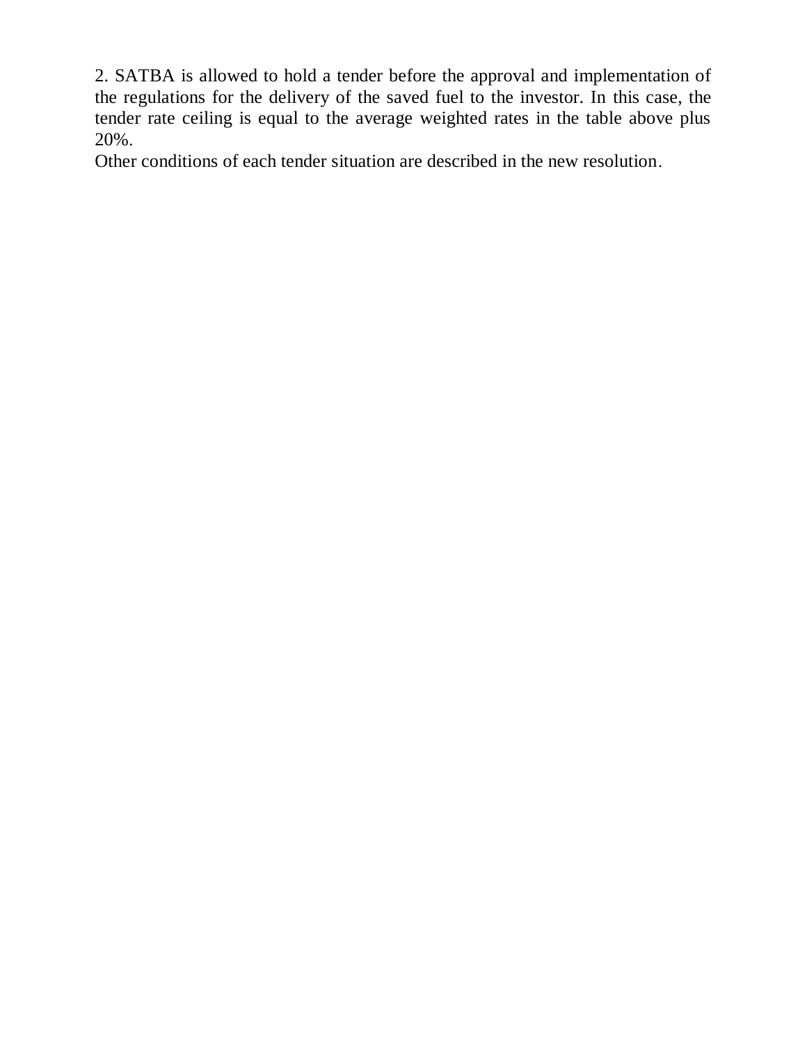2. SATBA is allowed to hold a tender before the approval and implementation of the regulations for the delivery of the saved fuel to the investor. In this case, the tender rate ceiling is equal to the average weighted rates in the table above plus 20%.

Other conditions of each tender situation are described in the new resolution.